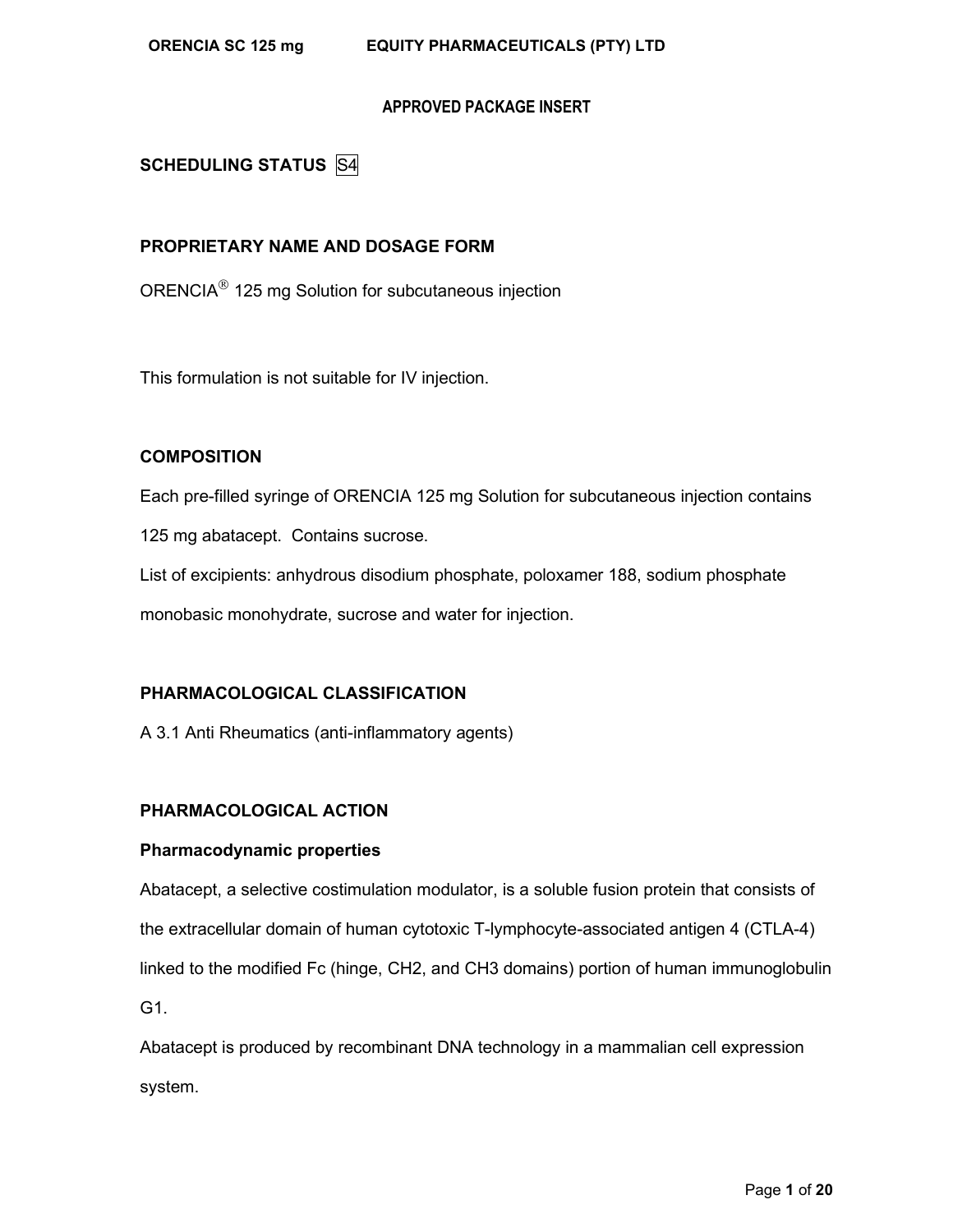**APPROVED PACKAGE INSERT**

**SCHEDULING STATUS** S4

**PROPRIETARY NAME AND DOSAGE FORM**

ORENCIA® 125 mg Solution for subcutaneous injection

This formulation is not suitable for IV injection.

**COMPOSITION**

Each pre-filled syringe of ORENCIA 125 mg Solution for subcutaneous injection contains 125 mg abatacept. Contains sucrose.

List of excipients: anhydrous disodium phosphate, poloxamer 188, sodium phosphate monobasic monohydrate, sucrose and water for injection.

**PHARMACOLOGICAL CLASSIFICATION**

A 3.1 Anti Rheumatics (anti-inflammatory agents)

**PHARMACOLOGICAL ACTION**

**Pharmacodynamic properties**

Abatacept, a selective costimulation modulator, is a soluble fusion protein that consists of the extracellular domain of human cytotoxic T-lymphocyte-associated antigen 4 (CTLA-4) linked to the modified Fc (hinge, CH2, and CH3 domains) portion of human immunoglobulin G1.

Abatacept is produced by recombinant DNA technology in a mammalian cell expression system.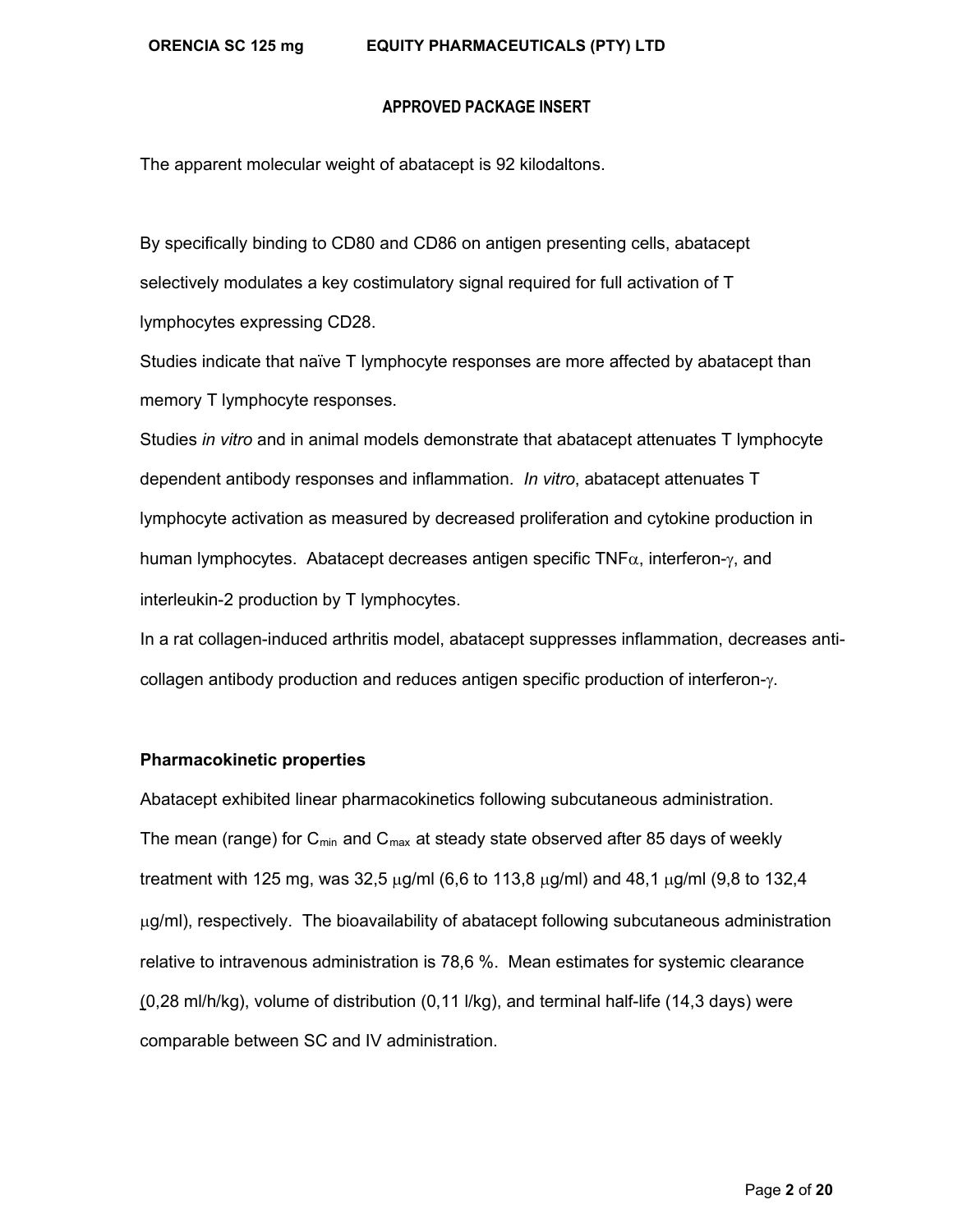The apparent molecular weight of abatacept is 92 kilodaltons.

By specifically binding to CD80 and CD86 on antigen presenting cells, abatacept selectively modulates a key costimulatory signal required for full activation of T lymphocytes expressing CD28.

Studies indicate that naïve T lymphocyte responses are more affected by abatacept than memory T lymphocyte responses.

Studies *in vitro* and in animal models demonstrate that abatacept attenuates T lymphocyte dependent antibody responses and inflammation. *In vitro*, abatacept attenuates T lymphocyte activation as measured by decreased proliferation and cytokine production in human lymphocytes. Abatacept decreases antigen specific TNFα, interferon-γ, and interleukin-2 production by T lymphocytes.

In a rat collagen-induced arthritis model, abatacept suppresses inflammation, decreases anti-collagen antibody production and reduces antigen specific production of interferon-γ.

**Pharmacokinetic properties**

Abatacept exhibited linear pharmacokinetics following subcutaneous administration. The mean (range) for $C_{min}$ and $C_{max}$ at steady state observed after 85 days of weekly treatment with 125 mg, was 32,5 μg/ml (6,6 to 113,8 μg/ml) and 48,1 μg/ml (9,8 to 132,4 μg/ml), respectively. The bioavailability of abatacept following subcutaneous administration relative to intravenous administration is 78,6 %. Mean estimates for systemic clearance (0,28 ml/h/kg), volume of distribution (0,11 l/kg), and terminal half-life (14,3 days) were comparable between SC and IV administration.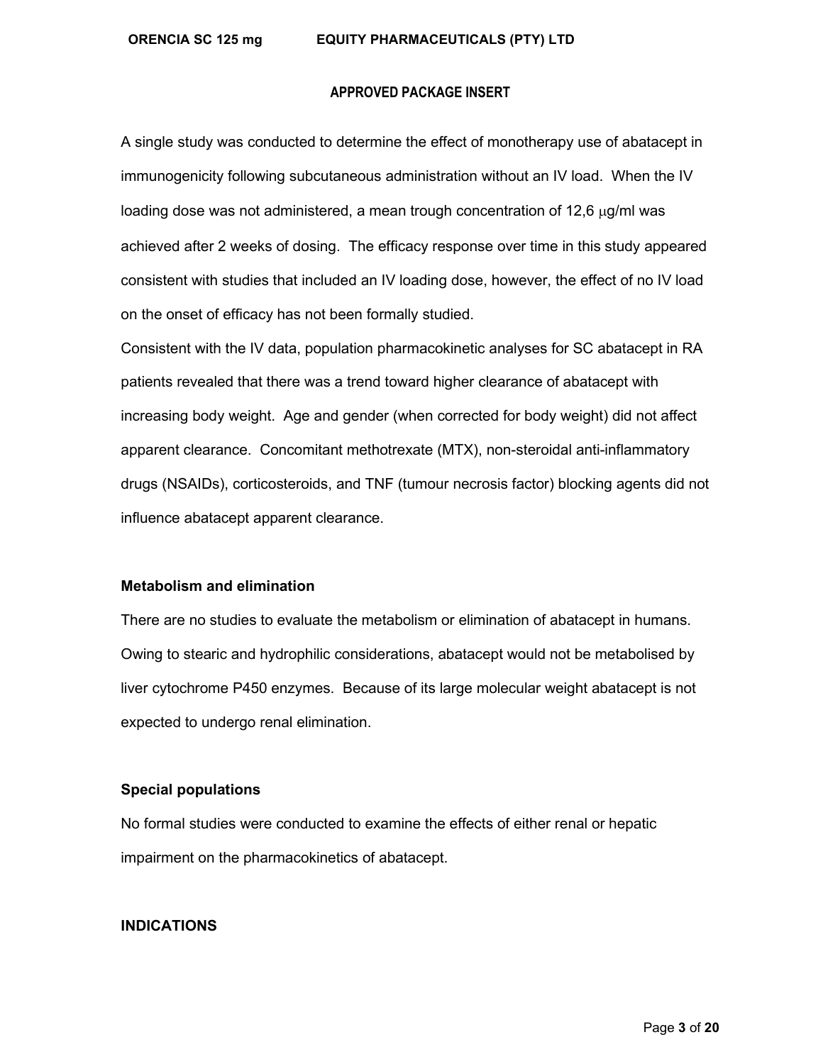A single study was conducted to determine the effect of monotherapy use of abatacept in immunogenicity following subcutaneous administration without an IV load. When the IV loading dose was not administered, a mean trough concentration of 12,6 μg/ml was achieved after 2 weeks of dosing. The efficacy response over time in this study appeared consistent with studies that included an IV loading dose, however, the effect of no IV load on the onset of efficacy has not been formally studied.

Consistent with the IV data, population pharmacokinetic analyses for SC abatacept in RA patients revealed that there was a trend toward higher clearance of abatacept with increasing body weight. Age and gender (when corrected for body weight) did not affect apparent clearance. Concomitant methotrexate (MTX), non-steroidal anti-inflammatory drugs (NSAIDs), corticosteroids, and TNF (tumour necrosis factor) blocking agents did not influence abatacept apparent clearance.

**Metabolism and elimination**

There are no studies to evaluate the metabolism or elimination of abatacept in humans. Owing to stearic and hydrophilic considerations, abatacept would not be metabolised by liver cytochrome P450 enzymes. Because of its large molecular weight abatacept is not expected to undergo renal elimination.

**Special populations**

No formal studies were conducted to examine the effects of either renal or hepatic impairment on the pharmacokinetics of abatacept.

## INDICATIONS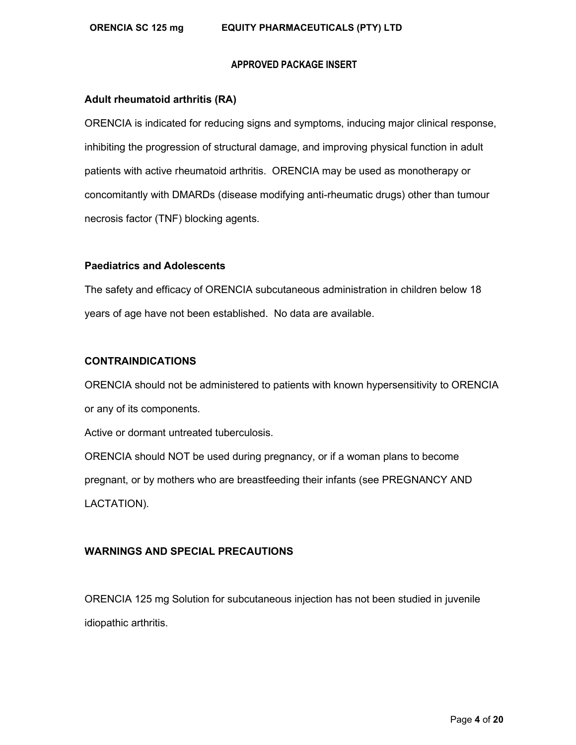**Adult rheumatoid arthritis (RA)**

ORENCIA is indicated for reducing signs and symptoms, inducing major clinical response, inhibiting the progression of structural damage, and improving physical function in adult patients with active rheumatoid arthritis. ORENCIA may be used as monotherapy or concomitantly with DMARDs (disease modifying anti-rheumatic drugs) other than tumour necrosis factor (TNF) blocking agents.

**Paediatrics and Adolescents**

The safety and efficacy of ORENCIA subcutaneous administration in children below 18 years of age have not been established. No data are available.

## CONTRAINDICATIONS

ORENCIA should not be administered to patients with known hypersensitivity to ORENCIA or any of its components.

Active or dormant untreated tuberculosis.

ORENCIA should NOT be used during pregnancy, or if a woman plans to become pregnant, or by mothers who are breastfeeding their infants (see PREGNANCY AND LACTATION).

## WARNINGS AND SPECIAL PRECAUTIONS

ORENCIA 125 mg Solution for subcutaneous injection has not been studied in juvenile idiopathic arthritis.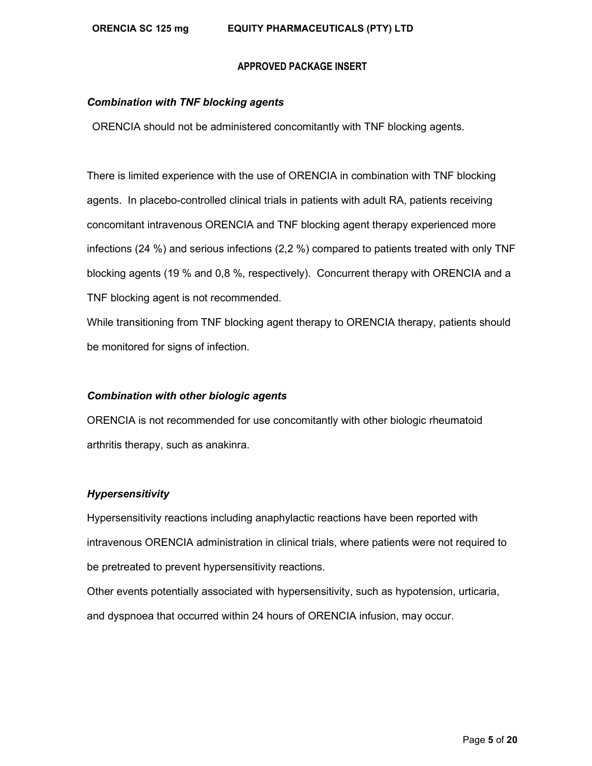***Combination with TNF blocking agents***

ORENCIA should not be administered concomitantly with TNF blocking agents.

There is limited experience with the use of ORENCIA in combination with TNF blocking agents. In placebo-controlled clinical trials in patients with adult RA, patients receiving concomitant intravenous ORENCIA and TNF blocking agent therapy experienced more infections (24 %) and serious infections (2,2 %) compared to patients treated with only TNF blocking agents (19 % and 0,8 %, respectively). Concurrent therapy with ORENCIA and a TNF blocking agent is not recommended.

While transitioning from TNF blocking agent therapy to ORENCIA therapy, patients should be monitored for signs of infection.

***Combination with other biologic agents***

ORENCIA is not recommended for use concomitantly with other biologic rheumatoid arthritis therapy, such as anakinra.

***Hypersensitivity***

Hypersensitivity reactions including anaphylactic reactions have been reported with intravenous ORENCIA administration in clinical trials, where patients were not required to be pretreated to prevent hypersensitivity reactions.

Other events potentially associated with hypersensitivity, such as hypotension, urticaria, and dyspnoea that occurred within 24 hours of ORENCIA infusion, may occur.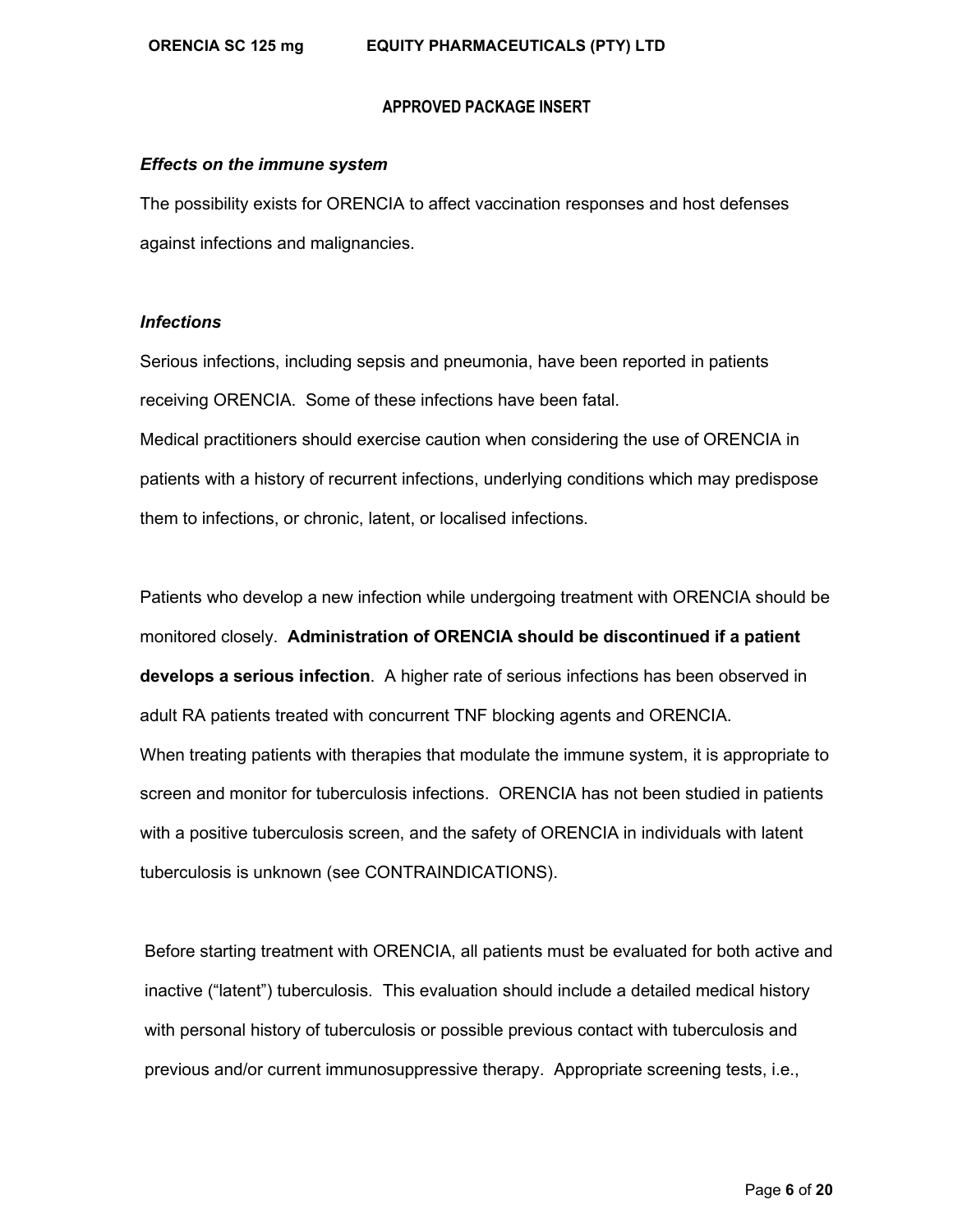***Effects on the immune system***

The possibility exists for ORENCIA to affect vaccination responses and host defenses against infections and malignancies.

***Infections***

Serious infections, including sepsis and pneumonia, have been reported in patients receiving ORENCIA. Some of these infections have been fatal.

Medical practitioners should exercise caution when considering the use of ORENCIA in patients with a history of recurrent infections, underlying conditions which may predispose them to infections, or chronic, latent, or localised infections.

Patients who develop a new infection while undergoing treatment with ORENCIA should be monitored closely. **Administration of ORENCIA should be discontinued if a patient develops a serious infection**. A higher rate of serious infections has been observed in adult RA patients treated with concurrent TNF blocking agents and ORENCIA.

When treating patients with therapies that modulate the immune system, it is appropriate to screen and monitor for tuberculosis infections. ORENCIA has not been studied in patients with a positive tuberculosis screen, and the safety of ORENCIA in individuals with latent tuberculosis is unknown (see CONTRAINDICATIONS).

Before starting treatment with ORENCIA, all patients must be evaluated for both active and inactive ("latent") tuberculosis. This evaluation should include a detailed medical history with personal history of tuberculosis or possible previous contact with tuberculosis and previous and/or current immunosuppressive therapy. Appropriate screening tests, i.e.,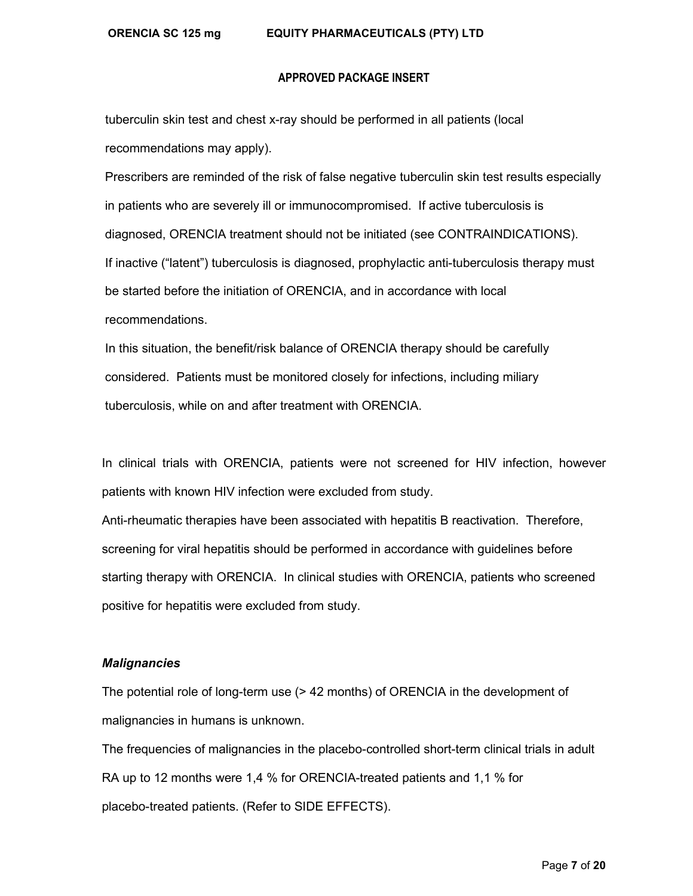tuberculin skin test and chest x-ray should be performed in all patients (local recommendations may apply).

Prescribers are reminded of the risk of false negative tuberculin skin test results especially in patients who are severely ill or immunocompromised. If active tuberculosis is diagnosed, ORENCIA treatment should not be initiated (see CONTRAINDICATIONS).

If inactive ("latent") tuberculosis is diagnosed, prophylactic anti-tuberculosis therapy must be started before the initiation of ORENCIA, and in accordance with local recommendations.

In this situation, the benefit/risk balance of ORENCIA therapy should be carefully considered. Patients must be monitored closely for infections, including miliary tuberculosis, while on and after treatment with ORENCIA.

In clinical trials with ORENCIA, patients were not screened for HIV infection, however patients with known HIV infection were excluded from study.

Anti-rheumatic therapies have been associated with hepatitis B reactivation. Therefore, screening for viral hepatitis should be performed in accordance with guidelines before starting therapy with ORENCIA. In clinical studies with ORENCIA, patients who screened positive for hepatitis were excluded from study.

***Malignancies***

The potential role of long-term use (> 42 months) of ORENCIA in the development of malignancies in humans is unknown.

The frequencies of malignancies in the placebo-controlled short-term clinical trials in adult RA up to 12 months were 1,4 % for ORENCIA-treated patients and 1,1 % for placebo-treated patients. (Refer to SIDE EFFECTS).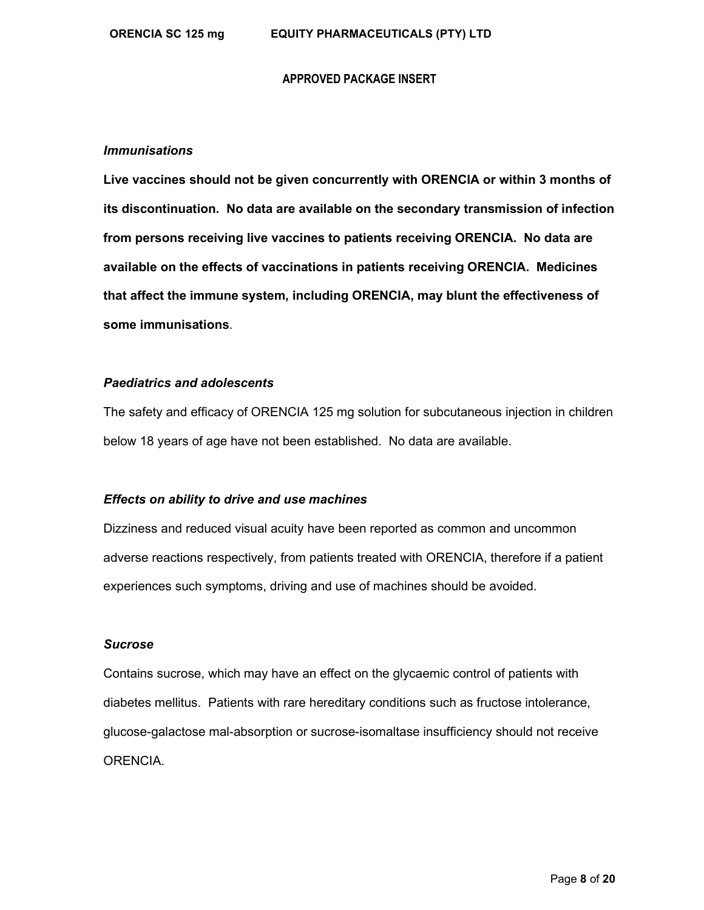*Immunisations*

**Live vaccines should not be given concurrently with ORENCIA or within 3 months of its discontinuation. No data are available on the secondary transmission of infection from persons receiving live vaccines to patients receiving ORENCIA. No data are available on the effects of vaccinations in patients receiving ORENCIA. Medicines that affect the immune system, including ORENCIA, may blunt the effectiveness of some immunisations**.

***Paediatrics and adolescents***

The safety and efficacy of ORENCIA 125 mg solution for subcutaneous injection in children below 18 years of age have not been established. No data are available.

***Effects on ability to drive and use machines***

Dizziness and reduced visual acuity have been reported as common and uncommon adverse reactions respectively, from patients treated with ORENCIA, therefore if a patient experiences such symptoms, driving and use of machines should be avoided.

***Sucrose***

Contains sucrose, which may have an effect on the glycaemic control of patients with diabetes mellitus. Patients with rare hereditary conditions such as fructose intolerance, glucose-galactose mal-absorption or sucrose-isomaltase insufficiency should not receive ORENCIA.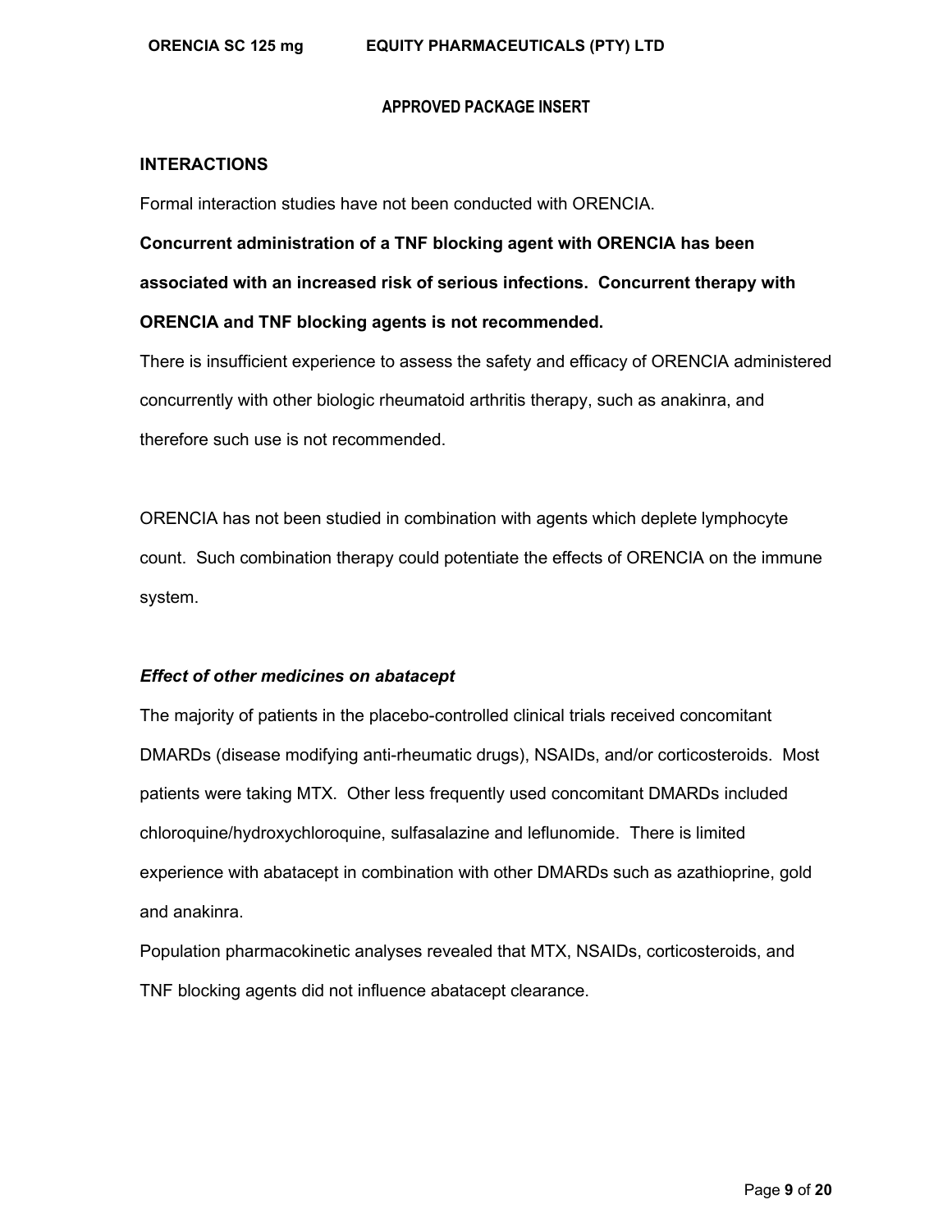## INTERACTIONS

Formal interaction studies have not been conducted with ORENCIA.

**Concurrent administration of a TNF blocking agent with ORENCIA has been associated with an increased risk of serious infections. Concurrent therapy with ORENCIA and TNF blocking agents is not recommended.**

There is insufficient experience to assess the safety and efficacy of ORENCIA administered concurrently with other biologic rheumatoid arthritis therapy, such as anakinra, and therefore such use is not recommended.

ORENCIA has not been studied in combination with agents which deplete lymphocyte count. Such combination therapy could potentiate the effects of ORENCIA on the immune system.

### *Effect of other medicines on abatacept*

The majority of patients in the placebo-controlled clinical trials received concomitant DMARDs (disease modifying anti-rheumatic drugs), NSAIDs, and/or corticosteroids. Most patients were taking MTX. Other less frequently used concomitant DMARDs included chloroquine/hydroxychloroquine, sulfasalazine and leflunomide. There is limited experience with abatacept in combination with other DMARDs such as azathioprine, gold and anakinra.

Population pharmacokinetic analyses revealed that MTX, NSAIDs, corticosteroids, and TNF blocking agents did not influence abatacept clearance.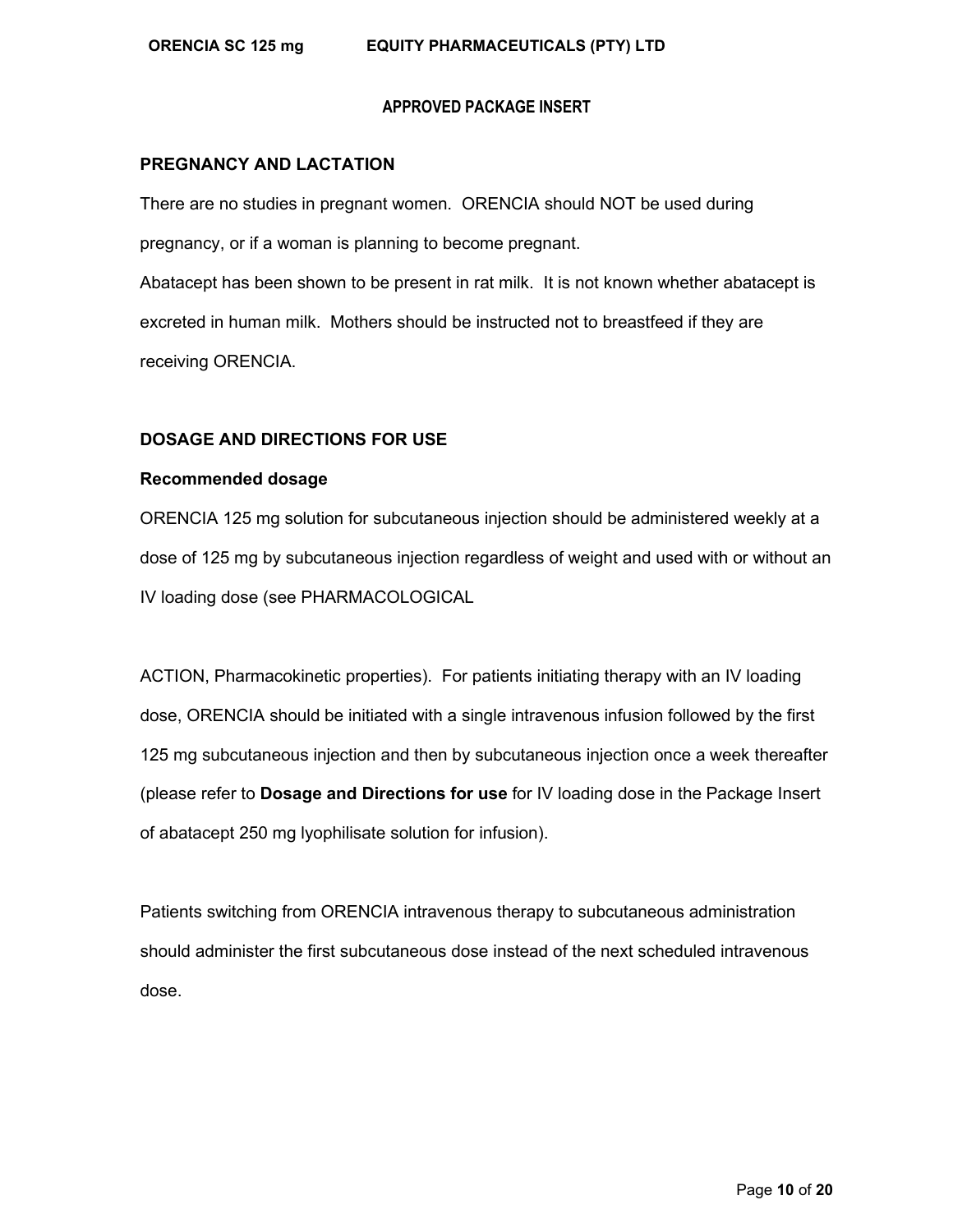## PREGNANCY AND LACTATION

There are no studies in pregnant women. ORENCIA should NOT be used during pregnancy, or if a woman is planning to become pregnant.

Abatacept has been shown to be present in rat milk. It is not known whether abatacept is excreted in human milk. Mothers should be instructed not to breastfeed if they are receiving ORENCIA.

## DOSAGE AND DIRECTIONS FOR USE

### Recommended dosage

ORENCIA 125 mg solution for subcutaneous injection should be administered weekly at a dose of 125 mg by subcutaneous injection regardless of weight and used with or without an IV loading dose (see PHARMACOLOGICAL ACTION, Pharmacokinetic properties). For patients initiating therapy with an IV loading dose, ORENCIA should be initiated with a single intravenous infusion followed by the first 125 mg subcutaneous injection and then by subcutaneous injection once a week thereafter (please refer to **Dosage and Directions for use** for IV loading dose in the Package Insert of abatacept 250 mg lyophilisate solution for infusion).

Patients switching from ORENCIA intravenous therapy to subcutaneous administration should administer the first subcutaneous dose instead of the next scheduled intravenous dose.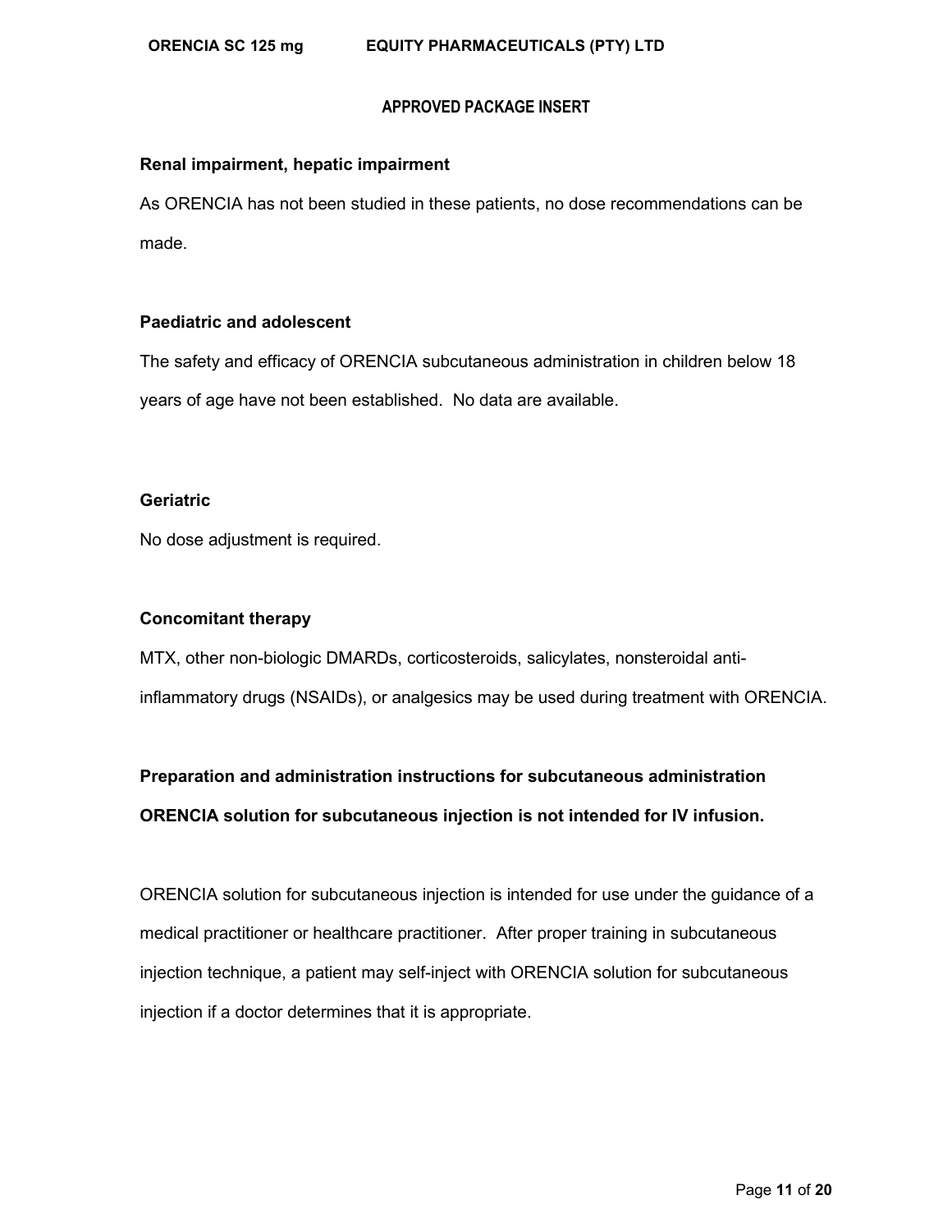**Renal impairment, hepatic impairment**

As ORENCIA has not been studied in these patients, no dose recommendations can be made.

**Paediatric and adolescent**

The safety and efficacy of ORENCIA subcutaneous administration in children below 18 years of age have not been established. No data are available.

**Geriatric**

No dose adjustment is required.

**Concomitant therapy**

MTX, other non-biologic DMARDs, corticosteroids, salicylates, nonsteroidal anti-inflammatory drugs (NSAIDs), or analgesics may be used during treatment with ORENCIA.

**Preparation and administration instructions for subcutaneous administration**

**ORENCIA solution for subcutaneous injection is not intended for IV infusion.**

ORENCIA solution for subcutaneous injection is intended for use under the guidance of a medical practitioner or healthcare practitioner. After proper training in subcutaneous injection technique, a patient may self-inject with ORENCIA solution for subcutaneous injection if a doctor determines that it is appropriate.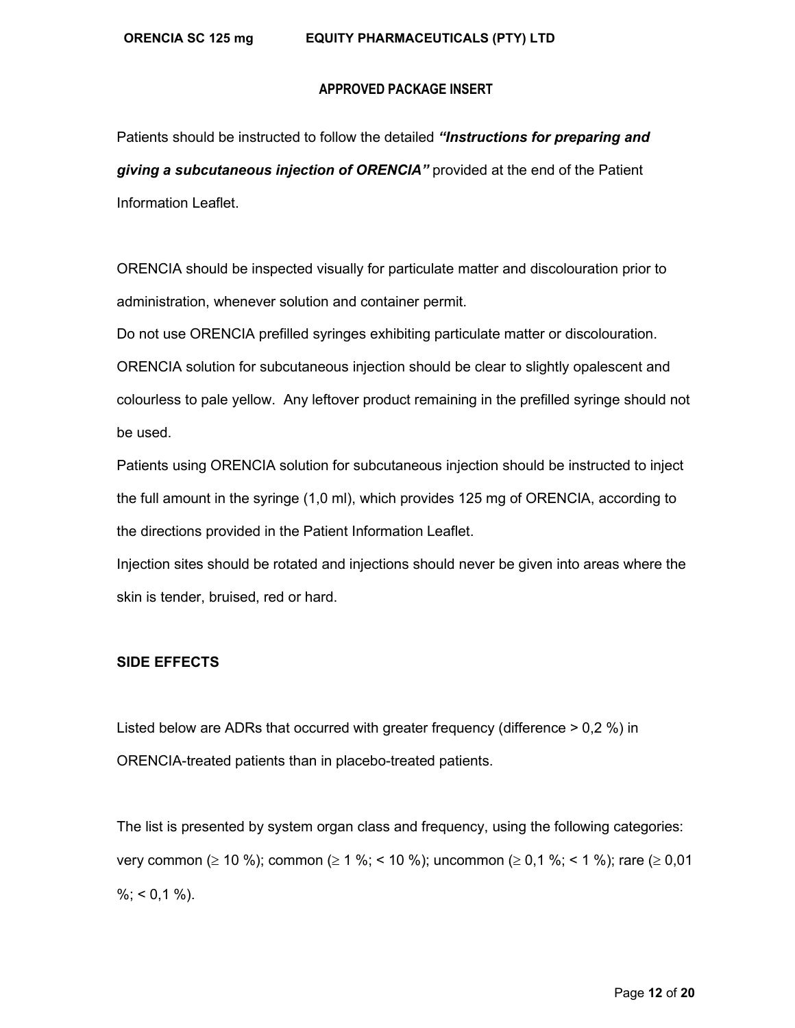Patients should be instructed to follow the detailed ***"Instructions for preparing and giving a subcutaneous injection of ORENCIA"*** provided at the end of the Patient Information Leaflet.

ORENCIA should be inspected visually for particulate matter and discolouration prior to administration, whenever solution and container permit.
Do not use ORENCIA prefilled syringes exhibiting particulate matter or discolouration.
ORENCIA solution for subcutaneous injection should be clear to slightly opalescent and colourless to pale yellow. Any leftover product remaining in the prefilled syringe should not be used.
Patients using ORENCIA solution for subcutaneous injection should be instructed to inject the full amount in the syringe (1,0 ml), which provides 125 mg of ORENCIA, according to the directions provided in the Patient Information Leaflet.
Injection sites should be rotated and injections should never be given into areas where the skin is tender, bruised, red or hard.

## SIDE EFFECTS

Listed below are ADRs that occurred with greater frequency (difference > 0,2 %) in ORENCIA-treated patients than in placebo-treated patients.

The list is presented by system organ class and frequency, using the following categories: very common (≥ 10 %); common (≥ 1 %; < 10 %); uncommon (≥ 0,1 %; < 1 %); rare (≥ 0,01 %; < 0,1 %).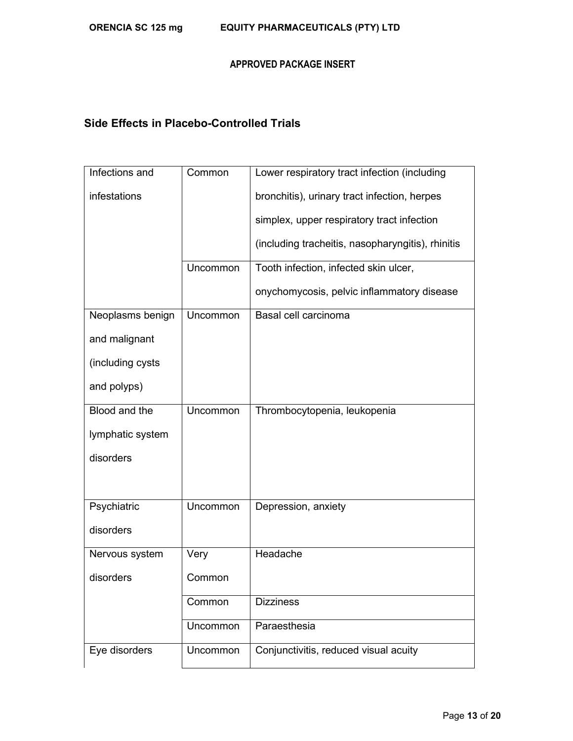## Side Effects in Placebo-Controlled Trials

| | | |
|---|---|---|
| Infections and infestations | Common | Lower respiratory tract infection (including bronchitis), urinary tract infection, herpes simplex, upper respiratory tract infection (including tracheitis, nasopharyngitis), rhinitis |
| | Uncommon | Tooth infection, infected skin ulcer, onychomycosis, pelvic inflammatory disease |
| Neoplasms benign and malignant (including cysts and polyps) | Uncommon | Basal cell carcinoma |
| Blood and the lymphatic system disorders | Uncommon | Thrombocytopenia, leukopenia |
| Psychiatric disorders | Uncommon | Depression, anxiety |
| Nervous system disorders | Very Common | Headache |
| | Common | Dizziness |
| | Uncommon | Paraesthesia |
| Eye disorders | Uncommon | Conjunctivitis, reduced visual acuity |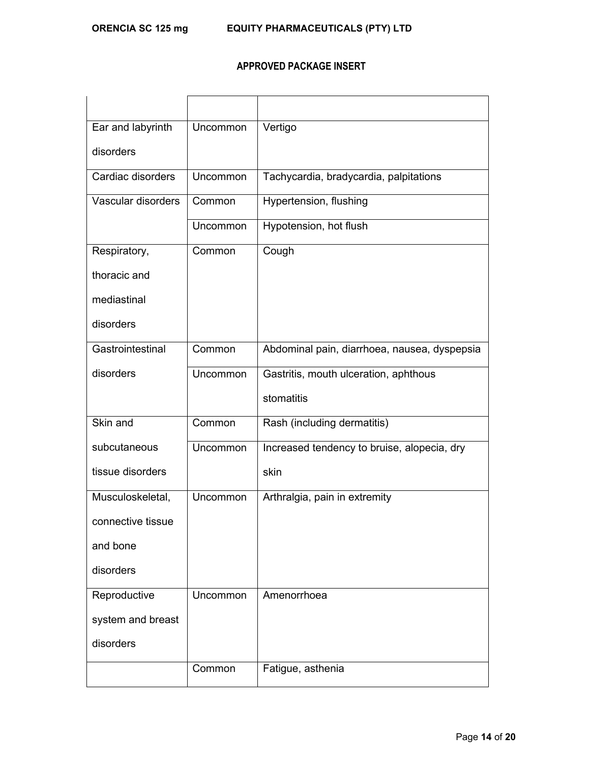APPROVED PACKAGE INSERT

| | | |
|---|---|---|
| Ear and labyrinth disorders | Uncommon | Vertigo |
| Cardiac disorders | Uncommon | Tachycardia, bradycardia, palpitations |
| Vascular disorders | Common | Hypertension, flushing |
| | Uncommon | Hypotension, hot flush |
| Respiratory, thoracic and mediastinal disorders | Common | Cough |
| Gastrointestinal disorders | Common | Abdominal pain, diarrhoea, nausea, dyspepsia |
| | Uncommon | Gastritis, mouth ulceration, aphthous stomatitis |
| Skin and subcutaneous tissue disorders | Common | Rash (including dermatitis) |
| | Uncommon | Increased tendency to bruise, alopecia, dry skin |
| Musculoskeletal, connective tissue and bone disorders | Uncommon | Arthralgia, pain in extremity |
| Reproductive system and breast disorders | Uncommon | Amenorrhoea |
| | Common | Fatigue, asthenia |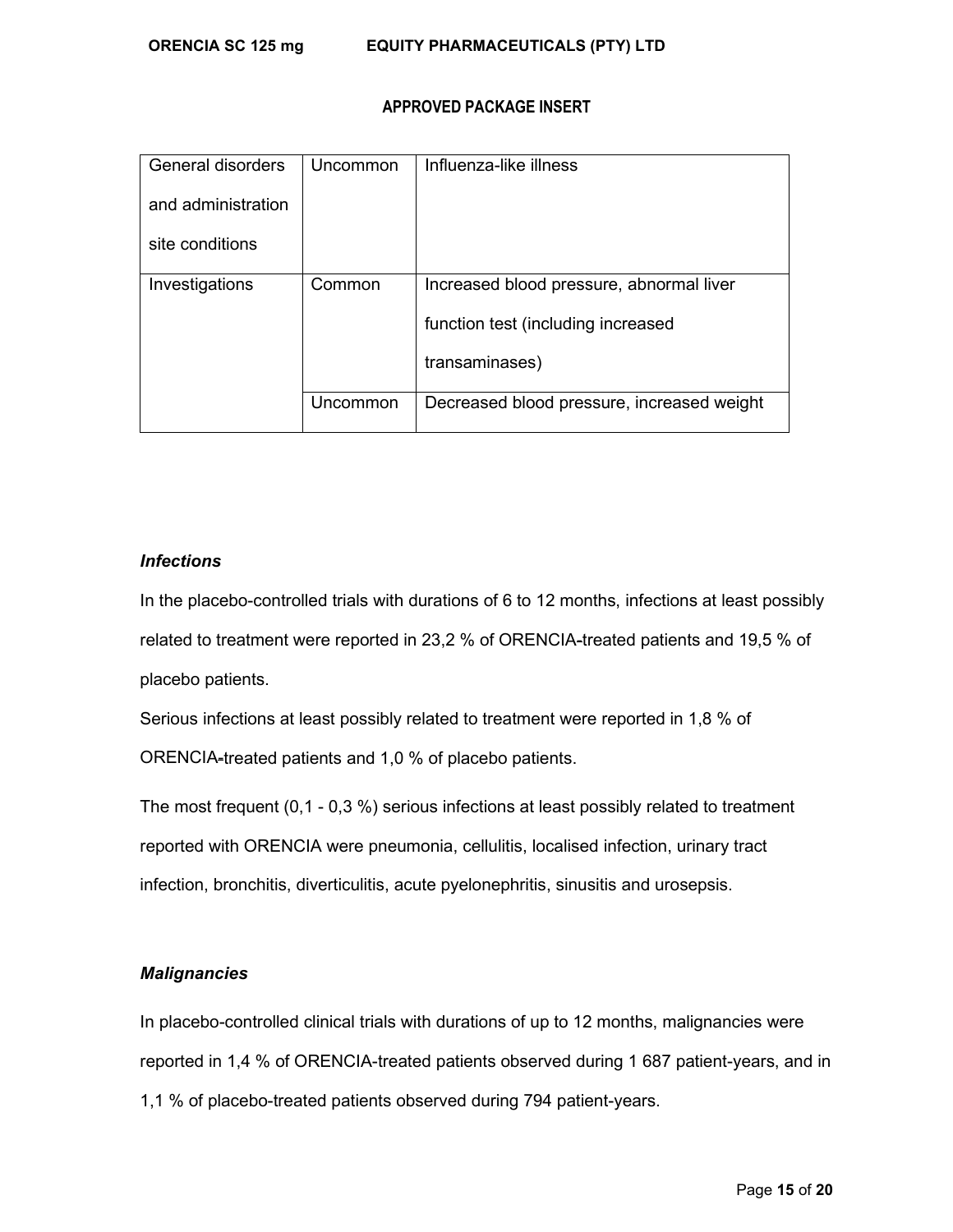**APPROVED PACKAGE INSERT**

| | | |
|---|---|---|
| General disorders and administration site conditions | Uncommon | Influenza-like illness |
| Investigations | Common | Increased blood pressure, abnormal liver function test (including increased transaminases) |
| | Uncommon | Decreased blood pressure, increased weight |

***Infections***

In the placebo-controlled trials with durations of 6 to 12 months, infections at least possibly related to treatment were reported in 23,2 % of ORENCIA-treated patients and 19,5 % of placebo patients.

Serious infections at least possibly related to treatment were reported in 1,8 % of ORENCIA-treated patients and 1,0 % of placebo patients.

The most frequent (0,1 - 0,3 %) serious infections at least possibly related to treatment reported with ORENCIA were pneumonia, cellulitis, localised infection, urinary tract infection, bronchitis, diverticulitis, acute pyelonephritis, sinusitis and urosepsis.

***Malignancies***

In placebo-controlled clinical trials with durations of up to 12 months, malignancies were reported in 1,4 % of ORENCIA-treated patients observed during 1 687 patient-years, and in 1,1 % of placebo-treated patients observed during 794 patient-years.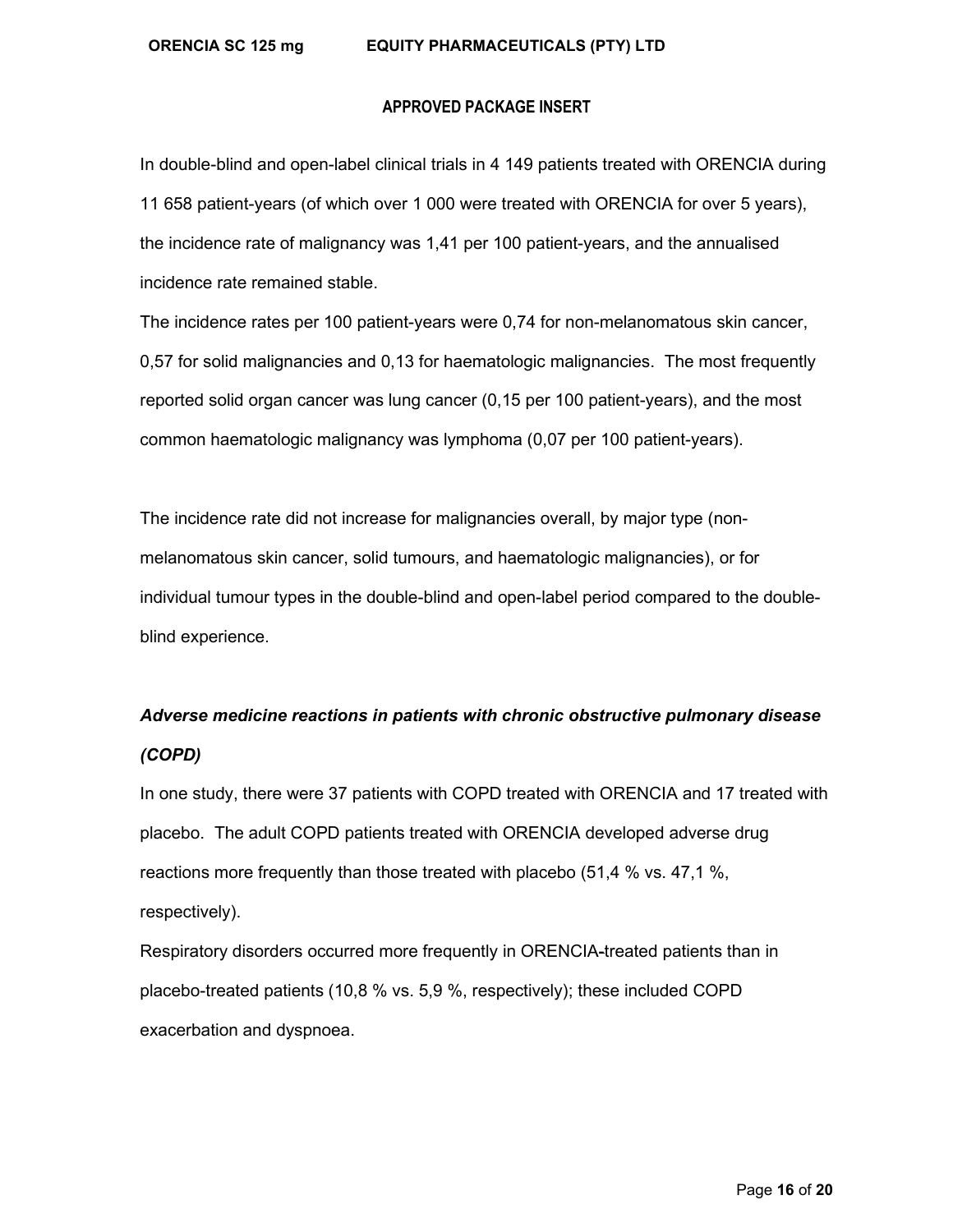In double-blind and open-label clinical trials in 4 149 patients treated with ORENCIA during 11 658 patient-years (of which over 1 000 were treated with ORENCIA for over 5 years), the incidence rate of malignancy was 1,41 per 100 patient-years, and the annualised incidence rate remained stable.

The incidence rates per 100 patient-years were 0,74 for non-melanomatous skin cancer, 0,57 for solid malignancies and 0,13 for haematologic malignancies. The most frequently reported solid organ cancer was lung cancer (0,15 per 100 patient-years), and the most common haematologic malignancy was lymphoma (0,07 per 100 patient-years).

The incidence rate did not increase for malignancies overall, by major type (non-melanomatous skin cancer, solid tumours, and haematologic malignancies), or for individual tumour types in the double-blind and open-label period compared to the double-blind experience.

***Adverse medicine reactions in patients with chronic obstructive pulmonary disease (COPD)***

In one study, there were 37 patients with COPD treated with ORENCIA and 17 treated with placebo. The adult COPD patients treated with ORENCIA developed adverse drug reactions more frequently than those treated with placebo (51,4 % vs. 47,1 %, respectively).

Respiratory disorders occurred more frequently in ORENCIA-treated patients than in placebo-treated patients (10,8 % vs. 5,9 %, respectively); these included COPD exacerbation and dyspnoea.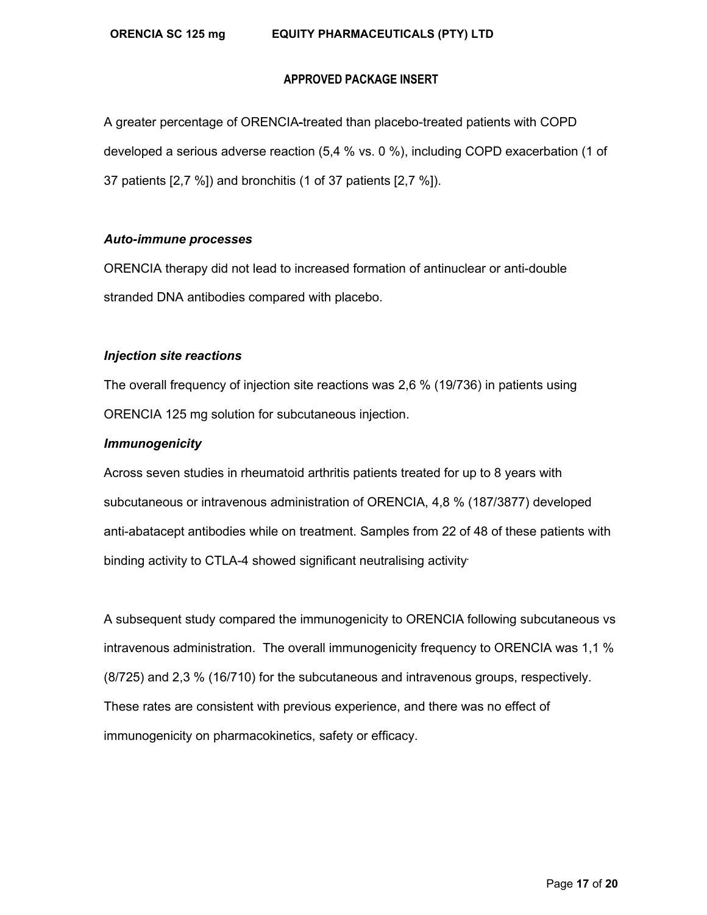A greater percentage of ORENCIA-treated than placebo-treated patients with COPD developed a serious adverse reaction (5,4 % vs. 0 %), including COPD exacerbation (1 of 37 patients [2,7 %]) and bronchitis (1 of 37 patients [2,7 %]).

***Auto-immune processes***

ORENCIA therapy did not lead to increased formation of antinuclear or anti-double stranded DNA antibodies compared with placebo.

***Injection site reactions***

The overall frequency of injection site reactions was 2,6 % (19/736) in patients using ORENCIA 125 mg solution for subcutaneous injection.

***Immunogenicity***

Across seven studies in rheumatoid arthritis patients treated for up to 8 years with subcutaneous or intravenous administration of ORENCIA, 4,8 % (187/3877) developed anti-abatacept antibodies while on treatment. Samples from 22 of 48 of these patients with binding activity to CTLA-4 showed significant neutralising activity.

A subsequent study compared the immunogenicity to ORENCIA following subcutaneous vs intravenous administration. The overall immunogenicity frequency to ORENCIA was 1,1 % (8/725) and 2,3 % (16/710) for the subcutaneous and intravenous groups, respectively. These rates are consistent with previous experience, and there was no effect of immunogenicity on pharmacokinetics, safety or efficacy.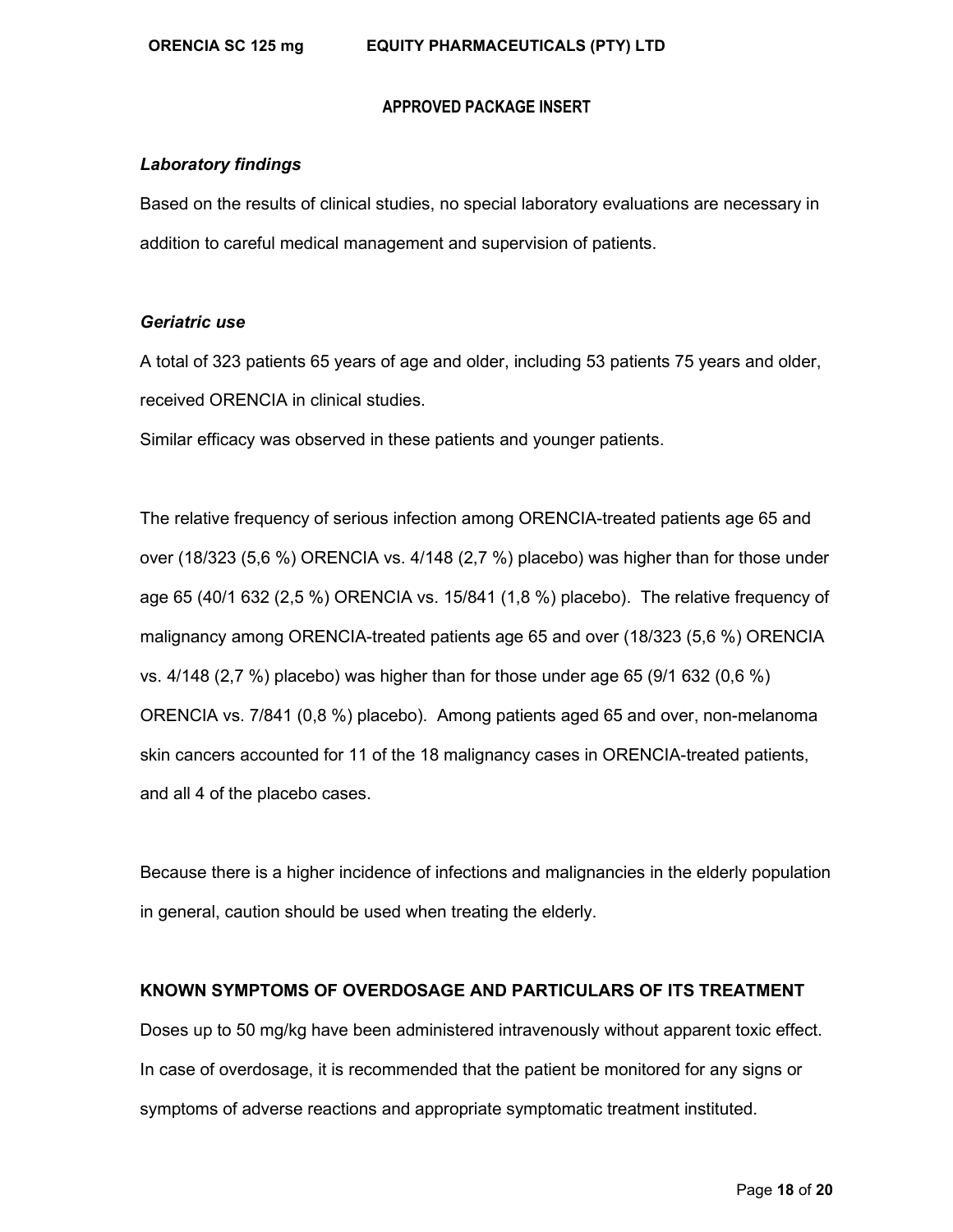### *Laboratory findings*

Based on the results of clinical studies, no special laboratory evaluations are necessary in addition to careful medical management and supervision of patients.

### *Geriatric use*

A total of 323 patients 65 years of age and older, including 53 patients 75 years and older, received ORENCIA in clinical studies.

Similar efficacy was observed in these patients and younger patients.

The relative frequency of serious infection among ORENCIA-treated patients age 65 and over (18/323 (5,6 %) ORENCIA vs. 4/148 (2,7 %) placebo) was higher than for those under age 65 (40/1 632 (2,5 %) ORENCIA vs. 15/841 (1,8 %) placebo). The relative frequency of malignancy among ORENCIA-treated patients age 65 and over (18/323 (5,6 %) ORENCIA vs. 4/148 (2,7 %) placebo) was higher than for those under age 65 (9/1 632 (0,6 %) ORENCIA vs. 7/841 (0,8 %) placebo). Among patients aged 65 and over, non-melanoma skin cancers accounted for 11 of the 18 malignancy cases in ORENCIA-treated patients, and all 4 of the placebo cases.

Because there is a higher incidence of infections and malignancies in the elderly population in general, caution should be used when treating the elderly.

## KNOWN SYMPTOMS OF OVERDOSAGE AND PARTICULARS OF ITS TREATMENT

Doses up to 50 mg/kg have been administered intravenously without apparent toxic effect. In case of overdosage, it is recommended that the patient be monitored for any signs or symptoms of adverse reactions and appropriate symptomatic treatment instituted.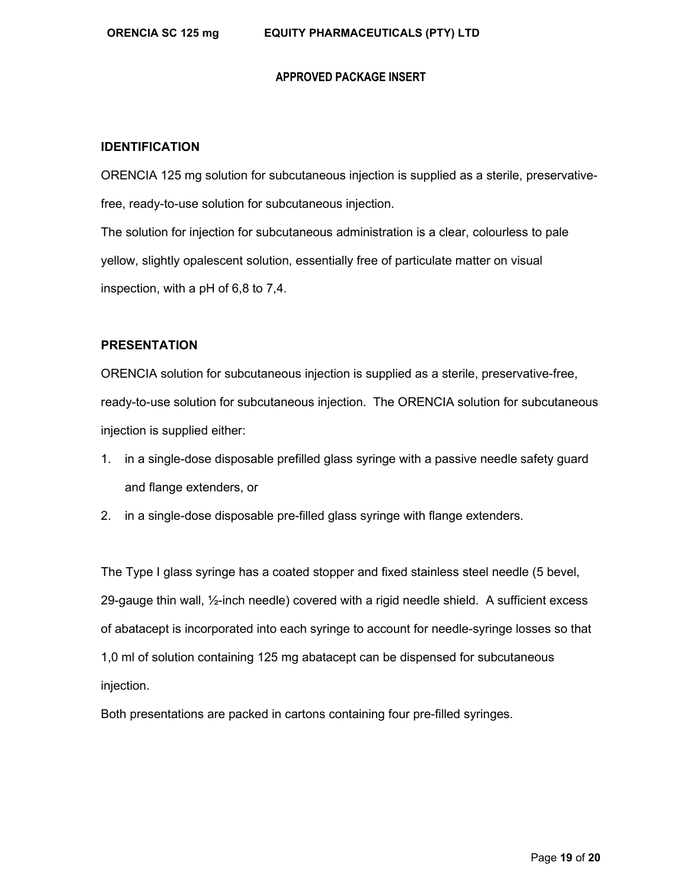**APPROVED PACKAGE INSERT**

## IDENTIFICATION

ORENCIA 125 mg solution for subcutaneous injection is supplied as a sterile, preservative-free, ready-to-use solution for subcutaneous injection.

The solution for injection for subcutaneous administration is a clear, colourless to pale yellow, slightly opalescent solution, essentially free of particulate matter on visual inspection, with a pH of 6,8 to 7,4.

## PRESENTATION

ORENCIA solution for subcutaneous injection is supplied as a sterile, preservative-free, ready-to-use solution for subcutaneous injection. The ORENCIA solution for subcutaneous injection is supplied either:

1. in a single-dose disposable prefilled glass syringe with a passive needle safety guard and flange extenders, or
2. in a single-dose disposable pre-filled glass syringe with flange extenders.

The Type I glass syringe has a coated stopper and fixed stainless steel needle (5 bevel, 29-gauge thin wall, ½-inch needle) covered with a rigid needle shield. A sufficient excess of abatacept is incorporated into each syringe to account for needle-syringe losses so that 1,0 ml of solution containing 125 mg abatacept can be dispensed for subcutaneous injection.

Both presentations are packed in cartons containing four pre-filled syringes.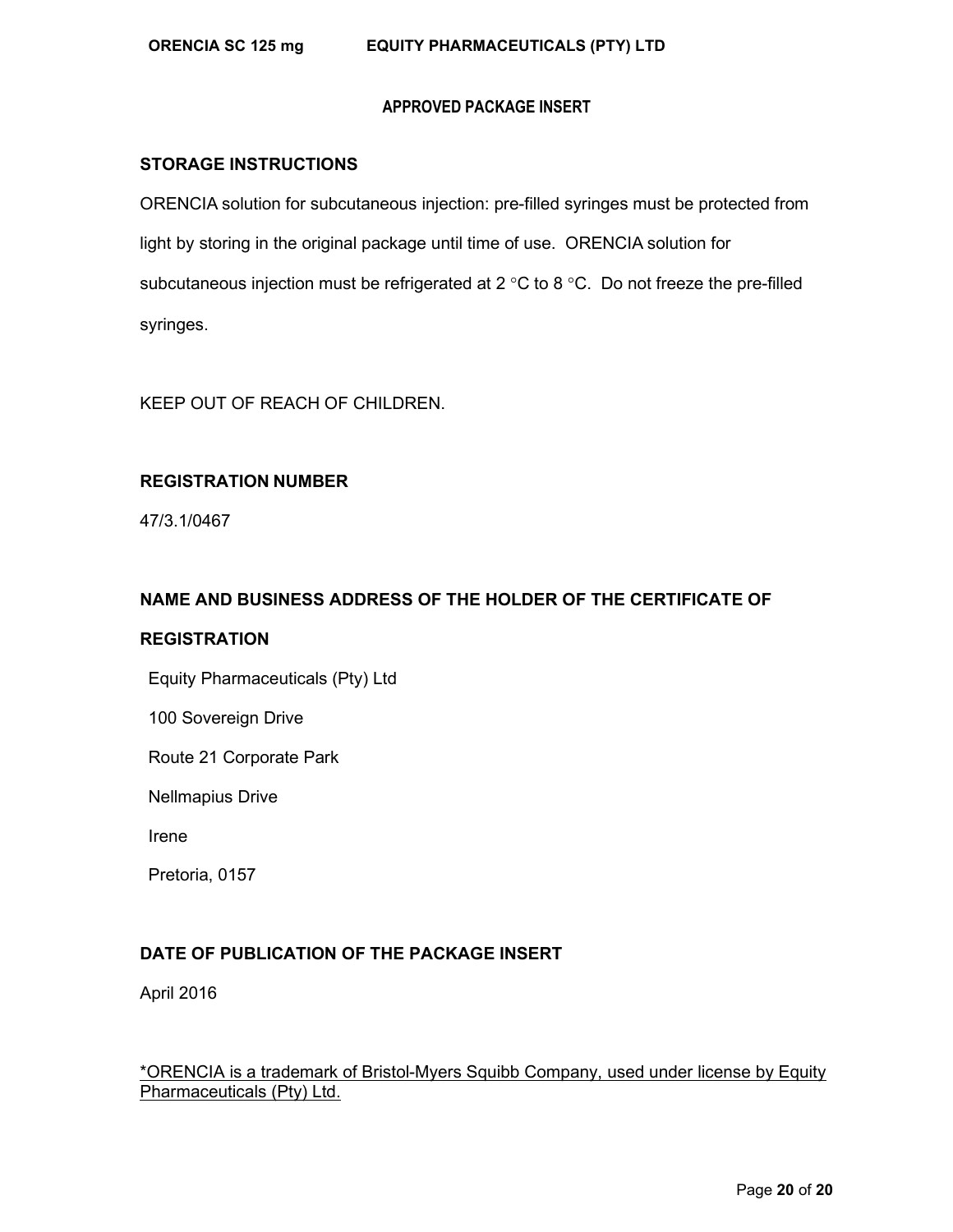## STORAGE INSTRUCTIONS

ORENCIA solution for subcutaneous injection: pre-filled syringes must be protected from light by storing in the original package until time of use. ORENCIA solution for subcutaneous injection must be refrigerated at 2 °C to 8 °C. Do not freeze the pre-filled syringes.

KEEP OUT OF REACH OF CHILDREN.

## REGISTRATION NUMBER

47/3.1/0467

## NAME AND BUSINESS ADDRESS OF THE HOLDER OF THE CERTIFICATE OF REGISTRATION

Equity Pharmaceuticals (Pty) Ltd
100 Sovereign Drive
Route 21 Corporate Park
Nellmapius Drive
Irene
Pretoria, 0157

## DATE OF PUBLICATION OF THE PACKAGE INSERT

April 2016

<u>*ORENCIA is a trademark of Bristol-Myers Squibb Company, used under license by Equity Pharmaceuticals (Pty) Ltd.</u>